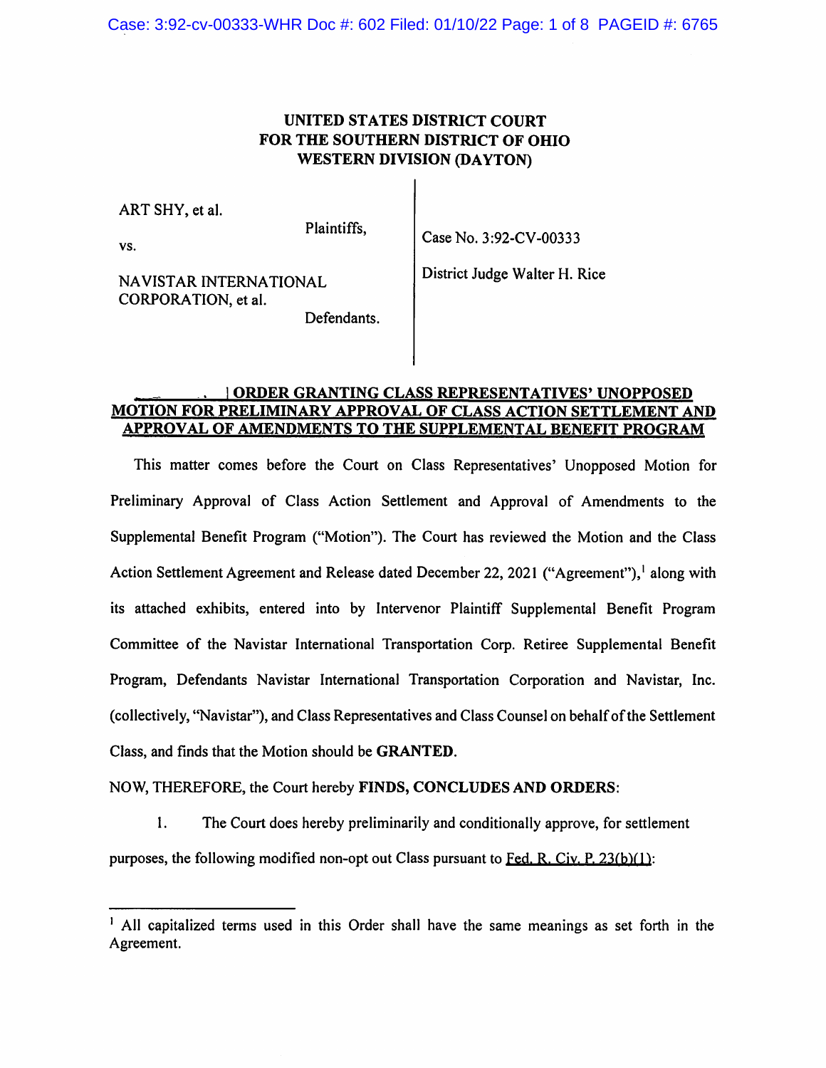# UNITED STATES DISTRICT COURT FOR THE SOUTHERN DISTRICT OF OHIO WESTERN DIVISION (DAYTON)

| | |
|---|---|
| ART SHY, et al.<br><br>Plaintiffs,<br><br>vs.<br><br>NAVISTAR INTERNATIONAL CORPORATION, et al.<br><br>Defendants. | Case No. 3:92-CV-00333<br><br>District Judge Walter H. Rice |

## ORDER GRANTING CLASS REPRESENTATIVES' UNOPPOSED MOTION FOR PRELIMINARY APPROVAL OF CLASS ACTION SETTLEMENT AND APPROVAL OF AMENDMENTS TO THE SUPPLEMENTAL BENEFIT PROGRAM

This matter comes before the Court on Class Representatives' Unopposed Motion for Preliminary Approval of Class Action Settlement and Approval of Amendments to the Supplemental Benefit Program ("Motion"). The Court has reviewed the Motion and the Class Action Settlement Agreement and Release dated December 22, 2021 ("Agreement"),[1] along with its attached exhibits, entered into by Intervenor Plaintiff Supplemental Benefit Program Committee of the Navistar International Transportation Corp. Retiree Supplemental Benefit Program, Defendants Navistar International Transportation Corporation and Navistar, Inc. (collectively, "Navistar"), and Class Representatives and Class Counsel on behalf of the Settlement Class, and finds that the Motion should be **GRANTED**.

NOW, THEREFORE, the Court hereby **FINDS, CONCLUDES AND ORDERS**:

1. The Court does hereby preliminarily and conditionally approve, for settlement purposes, the following modified non-opt out Class pursuant to Fed. R. Civ. P. 23(b)(1):

---

[1] All capitalized terms used in this Order shall have the same meanings as set forth in the Agreement.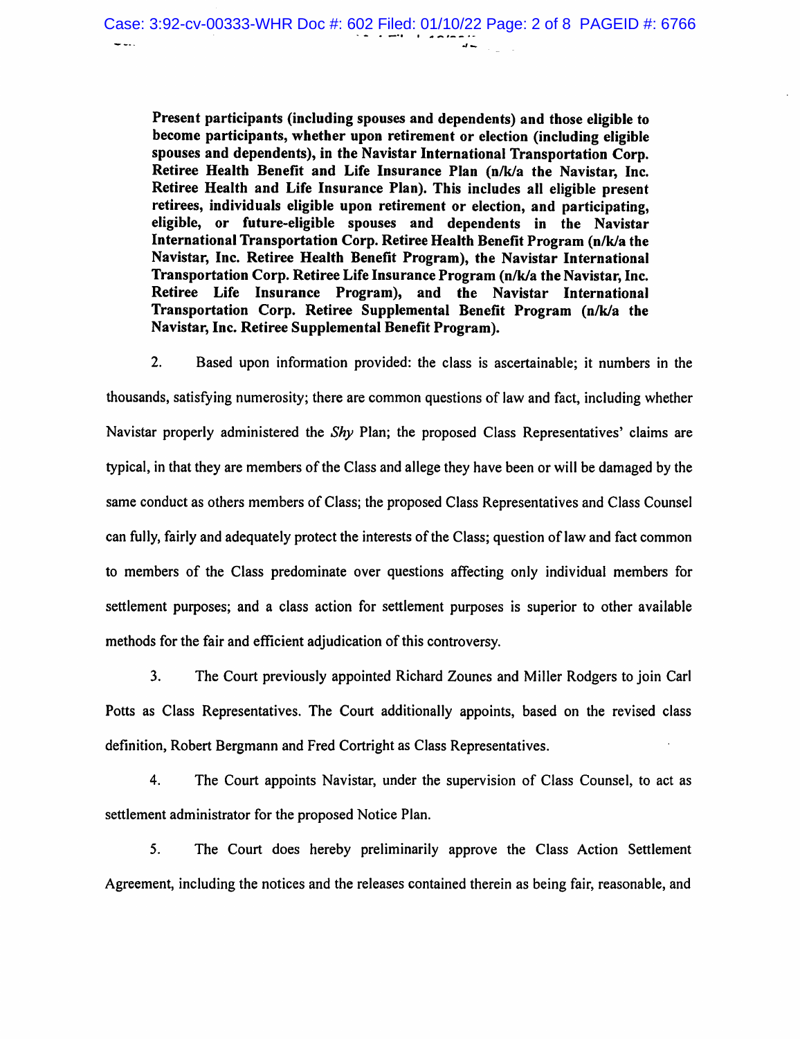**Present participants (including spouses and dependents) and those eligible to become participants, whether upon retirement or election (including eligible spouses and dependents), in the Navistar International Transportation Corp. Retiree Health Benefit and Life Insurance Plan (n/k/a the Navistar, Inc. Retiree Health and Life Insurance Plan). This includes all eligible present retirees, individuals eligible upon retirement or election, and participating, eligible, or future-eligible spouses and dependents in the Navistar International Transportation Corp. Retiree Health Benefit Program (n/k/a the Navistar, Inc. Retiree Health Benefit Program), the Navistar International Transportation Corp. Retiree Life Insurance Program (n/k/a the Navistar, Inc. Retiree Life Insurance Program), and the Navistar International Transportation Corp. Retiree Supplemental Benefit Program (n/k/a the Navistar, Inc. Retiree Supplemental Benefit Program).**

2. Based upon information provided: the class is ascertainable; it numbers in the thousands, satisfying numerosity; there are common questions of law and fact, including whether Navistar properly administered the *Shy* Plan; the proposed Class Representatives' claims are typical, in that they are members of the Class and allege they have been or will be damaged by the same conduct as others members of Class; the proposed Class Representatives and Class Counsel can fully, fairly and adequately protect the interests of the Class; question of law and fact common to members of the Class predominate over questions affecting only individual members for settlement purposes; and a class action for settlement purposes is superior to other available methods for the fair and efficient adjudication of this controversy.

3. The Court previously appointed Richard Zounes and Miller Rodgers to join Carl Potts as Class Representatives. The Court additionally appoints, based on the revised class definition, Robert Bergmann and Fred Cortright as Class Representatives.

4. The Court appoints Navistar, under the supervision of Class Counsel, to act as settlement administrator for the proposed Notice Plan.

5. The Court does hereby preliminarily approve the Class Action Settlement Agreement, including the notices and the releases contained therein as being fair, reasonable, and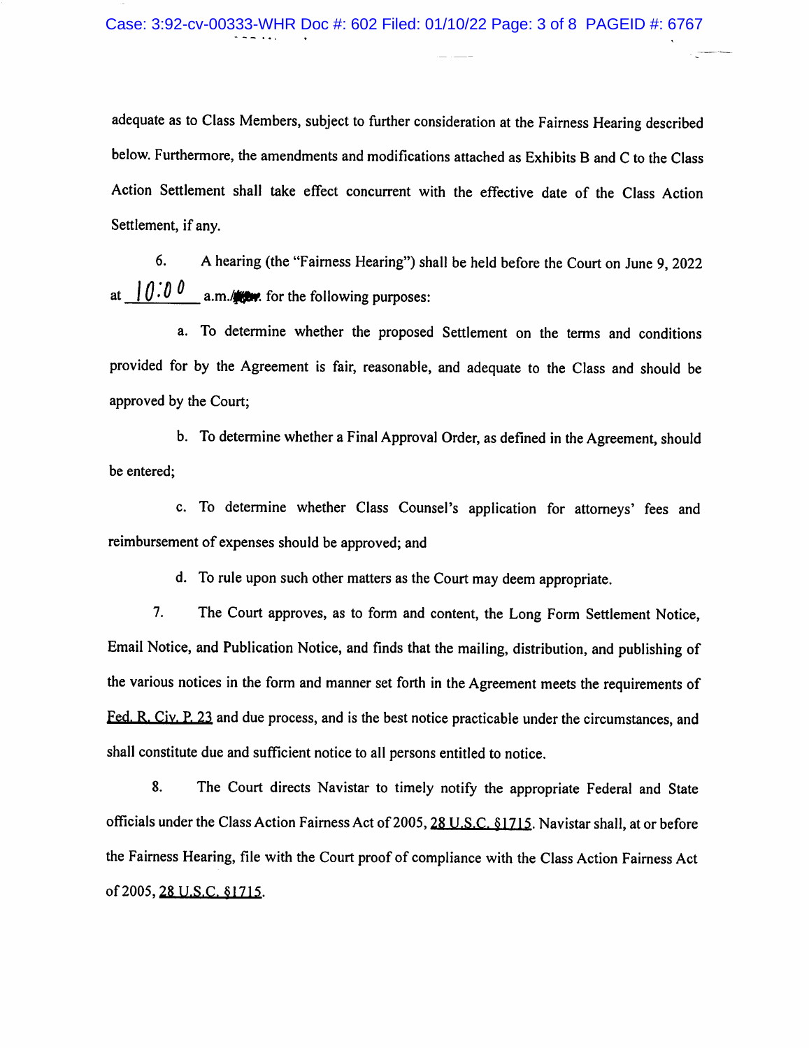adequate as to Class Members, subject to further consideration at the Fairness Hearing described below. Furthermore, the amendments and modifications attached as Exhibits B and C to the Class Action Settlement shall take effect concurrent with the effective date of the Class Action Settlement, if any.

6. A hearing (the "Fairness Hearing") shall be held before the Court on June 9, 2022 at 10:00 a.m. for the following purposes:

a. To determine whether the proposed Settlement on the terms and conditions provided for by the Agreement is fair, reasonable, and adequate to the Class and should be approved by the Court;

b. To determine whether a Final Approval Order, as defined in the Agreement, should be entered;

c. To determine whether Class Counsel's application for attorneys' fees and reimbursement of expenses should be approved; and

d. To rule upon such other matters as the Court may deem appropriate.

7. The Court approves, as to form and content, the Long Form Settlement Notice, Email Notice, and Publication Notice, and finds that the mailing, distribution, and publishing of the various notices in the form and manner set forth in the Agreement meets the requirements of Fed. R. Civ. P. 23 and due process, and is the best notice practicable under the circumstances, and shall constitute due and sufficient notice to all persons entitled to notice.

8. The Court directs Navistar to timely notify the appropriate Federal and State officials under the Class Action Fairness Act of 2005, 28 U.S.C. §1715. Navistar shall, at or before the Fairness Hearing, file with the Court proof of compliance with the Class Action Fairness Act of 2005, 28 U.S.C. §1715.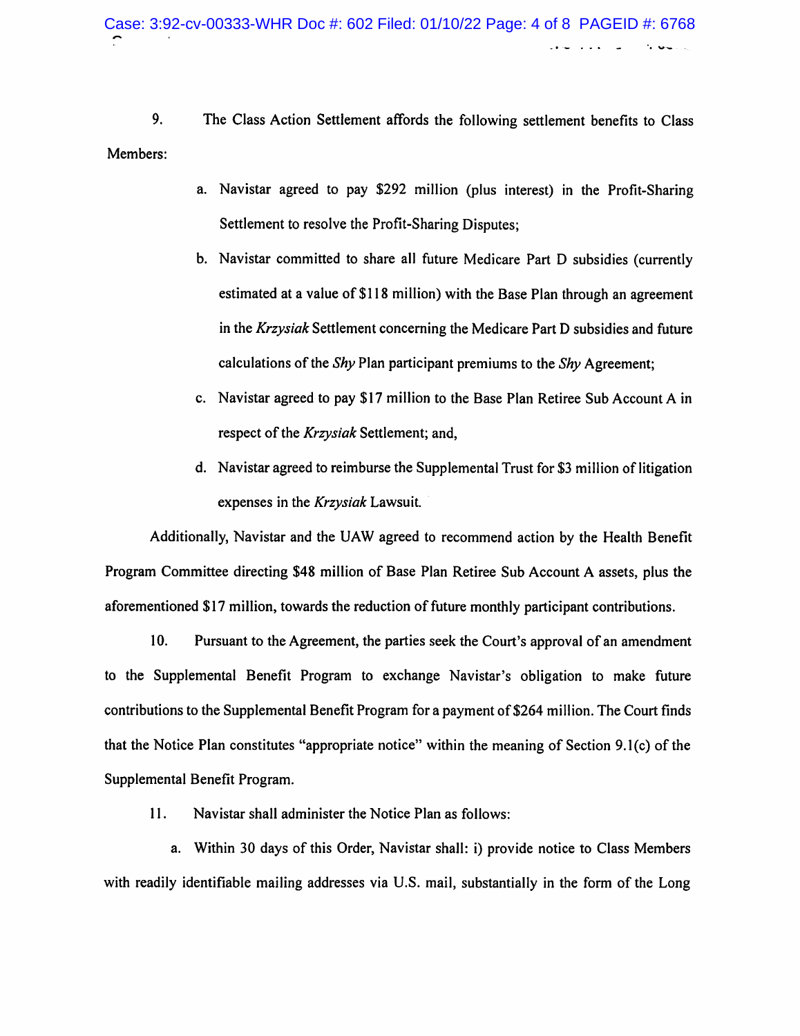9. The Class Action Settlement affords the following settlement benefits to Class Members:

a. Navistar agreed to pay $292 million (plus interest) in the Profit-Sharing Settlement to resolve the Profit-Sharing Disputes;

b. Navistar committed to share all future Medicare Part D subsidies (currently estimated at a value of $118 million) with the Base Plan through an agreement in the *Krzysiak* Settlement concerning the Medicare Part D subsidies and future calculations of the *Shy* Plan participant premiums to the *Shy* Agreement;

c. Navistar agreed to pay $17 million to the Base Plan Retiree Sub Account A in respect of the *Krzysiak* Settlement; and,

d. Navistar agreed to reimburse the Supplemental Trust for $3 million of litigation expenses in the *Krzysiak* Lawsuit.

Additionally, Navistar and the UAW agreed to recommend action by the Health Benefit Program Committee directing $48 million of Base Plan Retiree Sub Account A assets, plus the aforementioned $17 million, towards the reduction of future monthly participant contributions.

10. Pursuant to the Agreement, the parties seek the Court's approval of an amendment to the Supplemental Benefit Program to exchange Navistar's obligation to make future contributions to the Supplemental Benefit Program for a payment of $264 million. The Court finds that the Notice Plan constitutes "appropriate notice" within the meaning of Section 9.1(c) of the Supplemental Benefit Program.

11. Navistar shall administer the Notice Plan as follows:

a. Within 30 days of this Order, Navistar shall: i) provide notice to Class Members with readily identifiable mailing addresses via U.S. mail, substantially in the form of the Long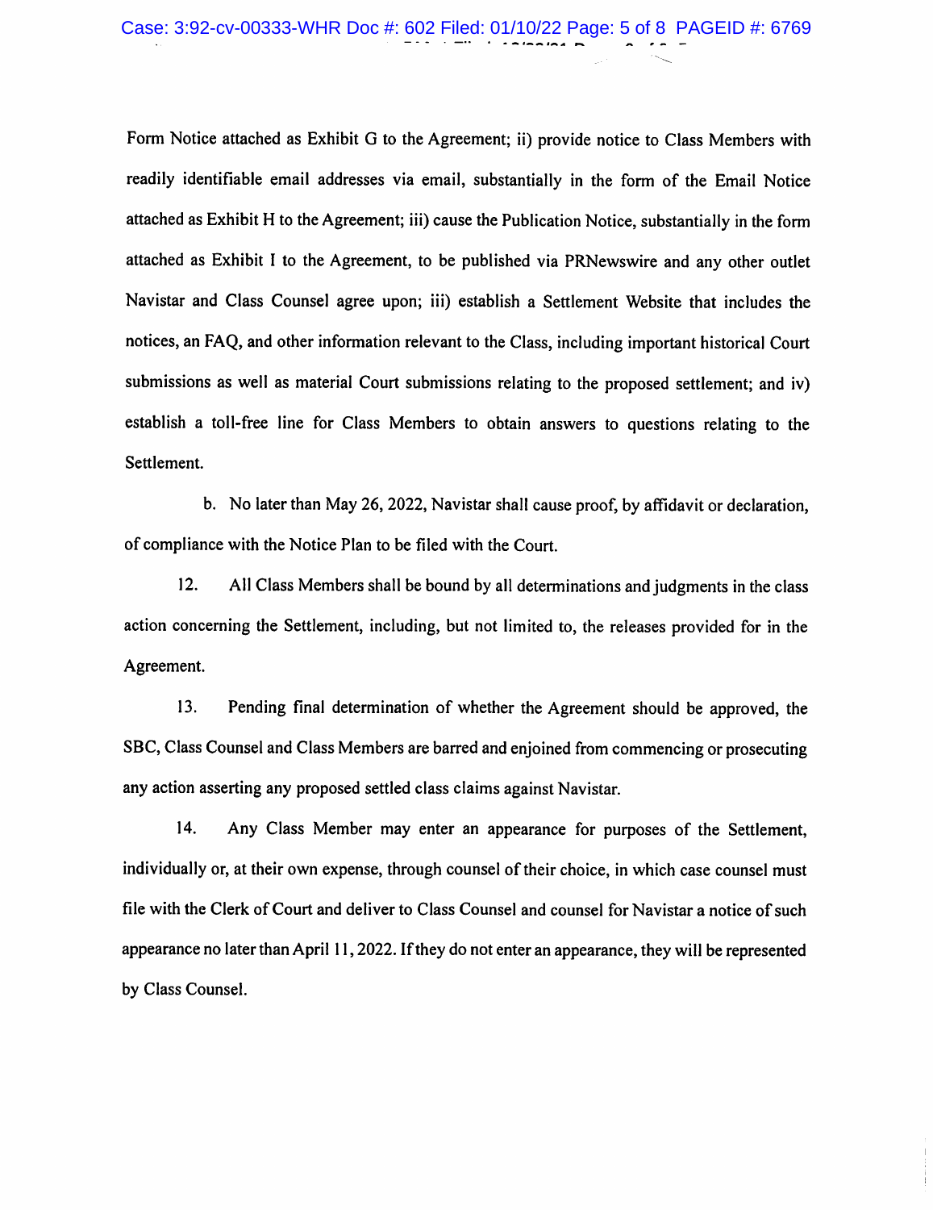Form Notice attached as Exhibit G to the Agreement; ii) provide notice to Class Members with readily identifiable email addresses via email, substantially in the form of the Email Notice attached as Exhibit H to the Agreement; iii) cause the Publication Notice, substantially in the form attached as Exhibit I to the Agreement, to be published via PRNewswire and any other outlet Navistar and Class Counsel agree upon; iii) establish a Settlement Website that includes the notices, an FAQ, and other information relevant to the Class, including important historical Court submissions as well as material Court submissions relating to the proposed settlement; and iv) establish a toll-free line for Class Members to obtain answers to questions relating to the Settlement.

b. No later than May 26, 2022, Navistar shall cause proof, by affidavit or declaration, of compliance with the Notice Plan to be filed with the Court.

12. All Class Members shall be bound by all determinations and judgments in the class action concerning the Settlement, including, but not limited to, the releases provided for in the Agreement.

13. Pending final determination of whether the Agreement should be approved, the SBC, Class Counsel and Class Members are barred and enjoined from commencing or prosecuting any action asserting any proposed settled class claims against Navistar.

14. Any Class Member may enter an appearance for purposes of the Settlement, individually or, at their own expense, through counsel of their choice, in which case counsel must file with the Clerk of Court and deliver to Class Counsel and counsel for Navistar a notice of such appearance no later than April 11, 2022. If they do not enter an appearance, they will be represented by Class Counsel.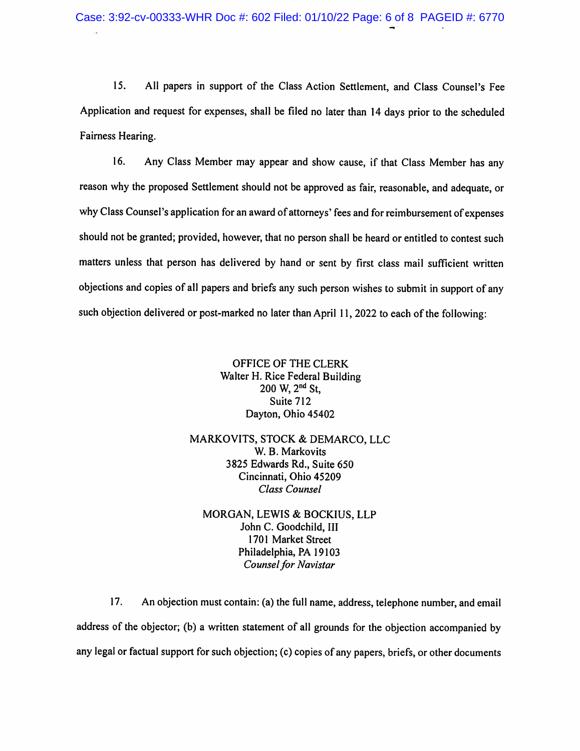15. All papers in support of the Class Action Settlement, and Class Counsel's Fee Application and request for expenses, shall be filed no later than 14 days prior to the scheduled Fairness Hearing.

16. Any Class Member may appear and show cause, if that Class Member has any reason why the proposed Settlement should not be approved as fair, reasonable, and adequate, or why Class Counsel's application for an award of attorneys' fees and for reimbursement of expenses should not be granted; provided, however, that no person shall be heard or entitled to contest such matters unless that person has delivered by hand or sent by first class mail sufficient written objections and copies of all papers and briefs any such person wishes to submit in support of any such objection delivered or post-marked no later than April 11, 2022 to each of the following:

OFFICE OF THE CLERK
Walter H. Rice Federal Building
200 W, 2nd St,
Suite 712
Dayton, Ohio 45402

MARKOVITS, STOCK & DEMARCO, LLC
W. B. Markovits
3825 Edwards Rd., Suite 650
Cincinnati, Ohio 45209
*Class Counsel*

MORGAN, LEWIS & BOCKIUS, LLP
John C. Goodchild, III
1701 Market Street
Philadelphia, PA 19103
*Counsel for Navistar*

17. An objection must contain: (a) the full name, address, telephone number, and email address of the objector; (b) a written statement of all grounds for the objection accompanied by any legal or factual support for such objection; (c) copies of any papers, briefs, or other documents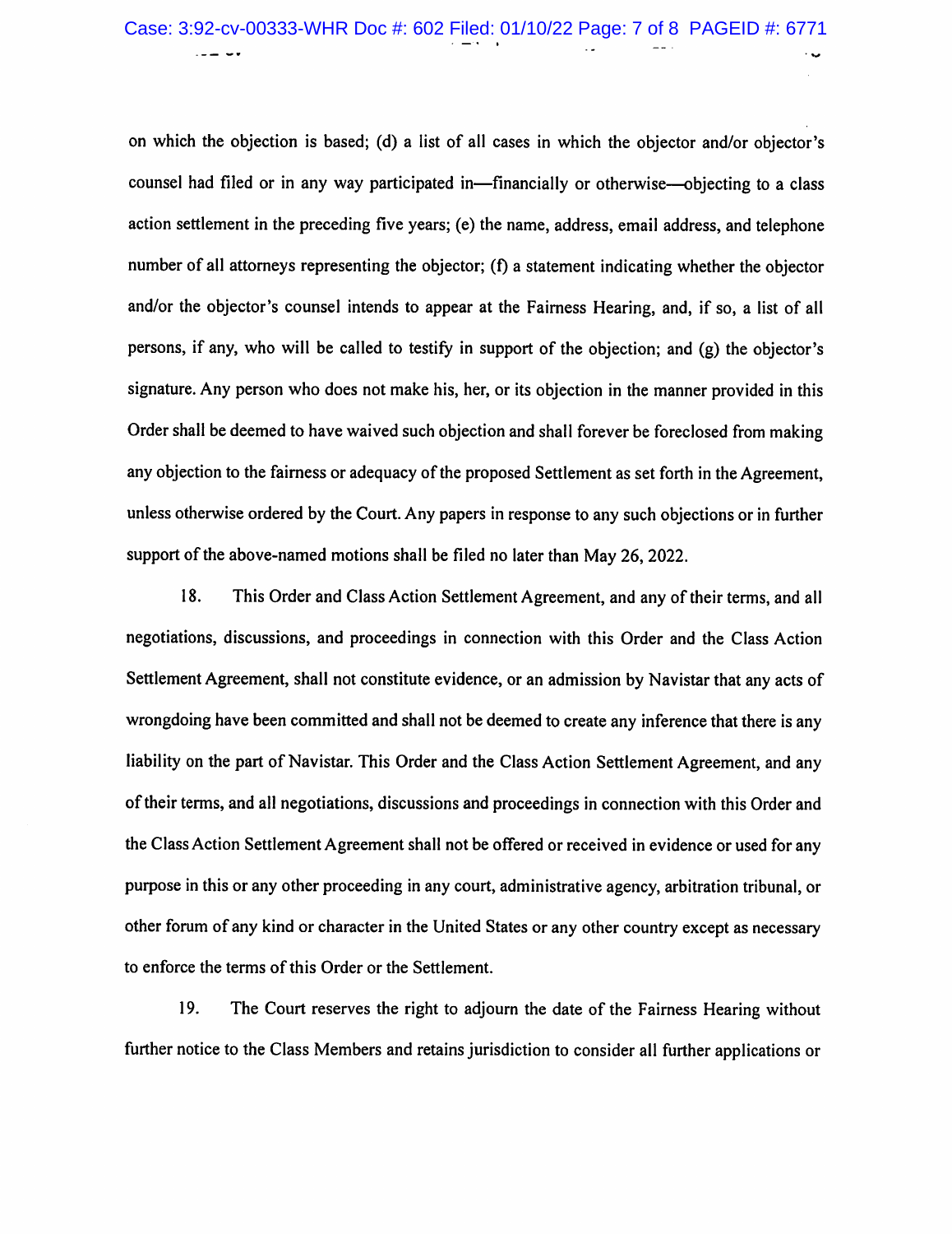on which the objection is based; (d) a list of all cases in which the objector and/or objector's counsel had filed or in any way participated in—financially or otherwise—objecting to a class action settlement in the preceding five years; (e) the name, address, email address, and telephone number of all attorneys representing the objector; (f) a statement indicating whether the objector and/or the objector's counsel intends to appear at the Fairness Hearing, and, if so, a list of all persons, if any, who will be called to testify in support of the objection; and (g) the objector's signature. Any person who does not make his, her, or its objection in the manner provided in this Order shall be deemed to have waived such objection and shall forever be foreclosed from making any objection to the fairness or adequacy of the proposed Settlement as set forth in the Agreement, unless otherwise ordered by the Court. Any papers in response to any such objections or in further support of the above-named motions shall be filed no later than May 26, 2022.

18. This Order and Class Action Settlement Agreement, and any of their terms, and all negotiations, discussions, and proceedings in connection with this Order and the Class Action Settlement Agreement, shall not constitute evidence, or an admission by Navistar that any acts of wrongdoing have been committed and shall not be deemed to create any inference that there is any liability on the part of Navistar. This Order and the Class Action Settlement Agreement, and any of their terms, and all negotiations, discussions and proceedings in connection with this Order and the Class Action Settlement Agreement shall not be offered or received in evidence or used for any purpose in this or any other proceeding in any court, administrative agency, arbitration tribunal, or other forum of any kind or character in the United States or any other country except as necessary to enforce the terms of this Order or the Settlement.

19. The Court reserves the right to adjourn the date of the Fairness Hearing without further notice to the Class Members and retains jurisdiction to consider all further applications or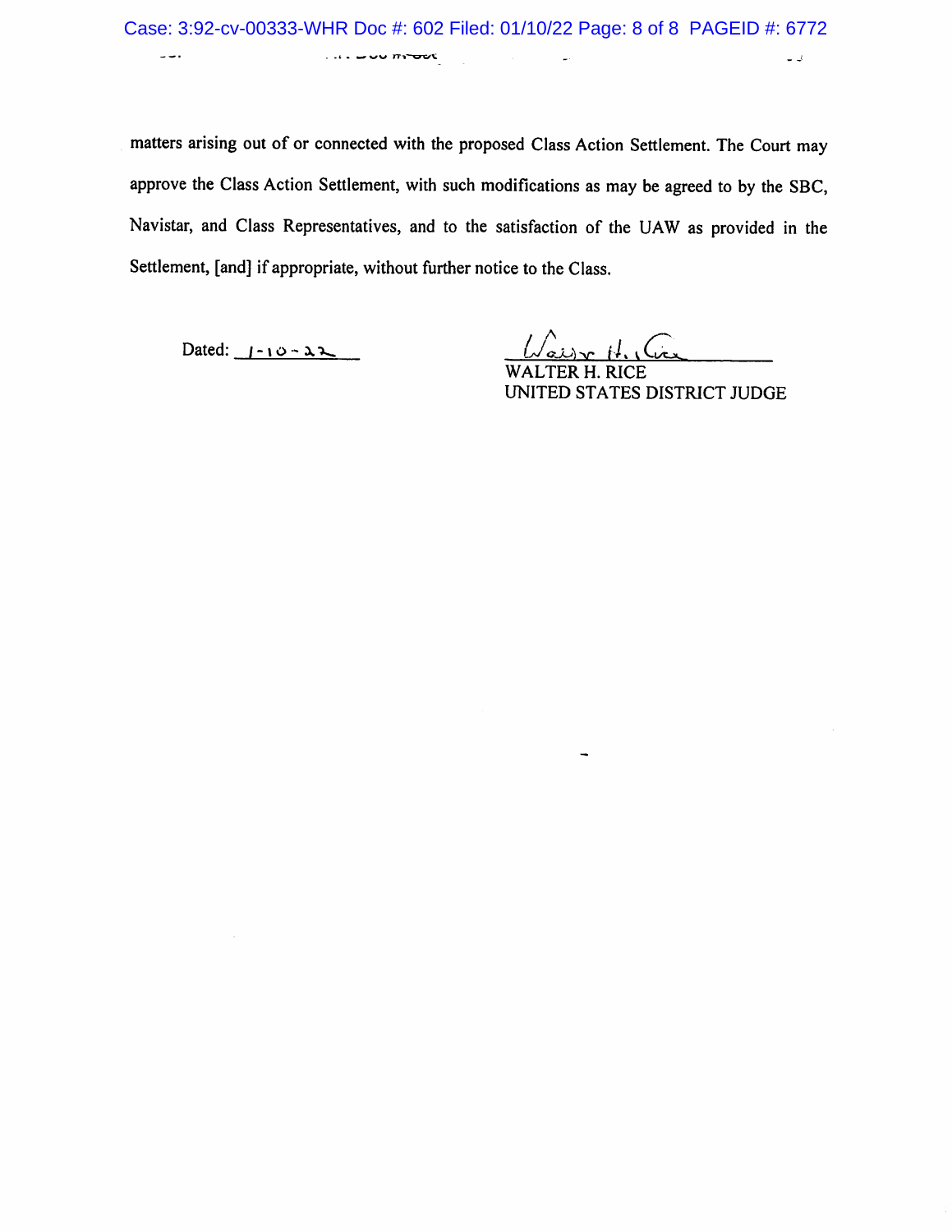matters arising out of or connected with the proposed Class Action Settlement. The Court may approve the Class Action Settlement, with such modifications as may be agreed to by the SBC, Navistar, and Class Representatives, and to the satisfaction of the UAW as provided in the Settlement, [and] if appropriate, without further notice to the Class.

Dated: 1-10-22

WALTER H. RICE
UNITED STATES DISTRICT JUDGE